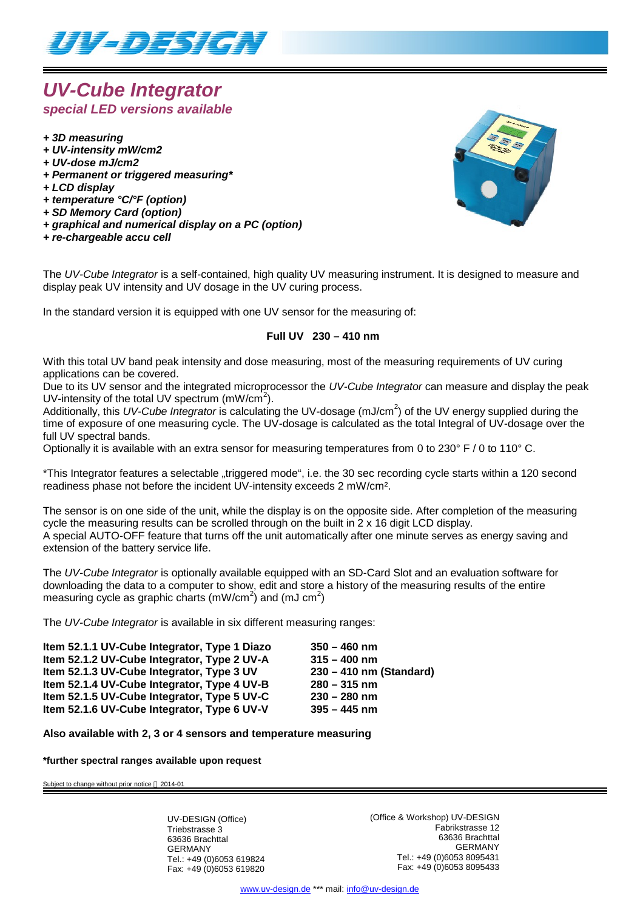# UV-Cube Integrator

***special LED versions available***

- ***3D measuring***
- ***UV-intensity mW/cm2***
- ***UV-dose mJ/cm2***
- ***Permanent or triggered measuring****
- ***LCD display***
- ***temperature °C/°F (option)***
- ***SD Memory Card (option)***
- ***graphical and numerical display on a PC (option)***
- ***re-chargeable accu cell***

The *UV-Cube Integrator* is a self-contained, high quality UV measuring instrument. It is designed to measure and display peak UV intensity and UV dosage in the UV curing process.

In the standard version it is equipped with one UV sensor for the measuring of:

**Full UV 230 – 410 nm**

With this total UV band peak intensity and dose measuring, most of the measuring requirements of UV curing applications can be covered.
Due to its UV sensor and the integrated microprocessor the *UV-Cube Integrator* can measure and display the peak UV-intensity of the total UV spectrum (mW/cm$^2$).
Additionally, this *UV-Cube Integrator* is calculating the UV-dosage (mJ/cm$^2$) of the UV energy supplied during the time of exposure of one measuring cycle. The UV-dosage is calculated as the total Integral of UV-dosage over the full UV spectral bands.
Optionally it is available with an extra sensor for measuring temperatures from 0 to 230° F / 0 to 110° C.

*This Integrator features a selectable „triggered mode", i.e. the 30 sec recording cycle starts within a 120 second readiness phase not before the incident UV-intensity exceeds 2 mW/cm².

The sensor is on one side of the unit, while the display is on the opposite side. After completion of the measuring cycle the measuring results can be scrolled through on the built in 2 x 16 digit LCD display.
A special AUTO-OFF feature that turns off the unit automatically after one minute serves as energy saving and extension of the battery service life.

The *UV-Cube Integrator* is optionally available equipped with an SD-Card Slot and an evaluation software for downloading the data to a computer to show, edit and store a history of the measuring results of the entire measuring cycle as graphic charts (mW/cm$^2$) and (mJ cm$^2$)

The *UV-Cube Integrator* is available in six different measuring ranges:

| | |
|---|---|
| **Item 52.1.1 UV-Cube Integrator, Type 1 Diazo** | **350 – 460 nm** |
| **Item 52.1.2 UV-Cube Integrator, Type 2 UV-A** | **315 – 400 nm** |
| **Item 52.1.3 UV-Cube Integrator, Type 3 UV** | **230 – 410 nm (Standard)** |
| **Item 52.1.4 UV-Cube Integrator, Type 4 UV-B** | **280 – 315 nm** |
| **Item 52.1.5 UV-Cube Integrator, Type 5 UV-C** | **230 – 280 nm** |
| **Item 52.1.6 UV-Cube Integrator, Type 6 UV-V** | **395 – 445 nm** |

**Also available with 2, 3 or 4 sensors and temperature measuring**

**\*further spectral ranges available upon request**

Subject to change without prior notice 2014-01

UV-DESIGN (Office)
Triebstrasse 3
63636 Brachttal
GERMANY
Tel.: +49 (0)6053 619824
Fax: +49 (0)6053 619820

(Office & Workshop) UV-DESIGN
Fabrikstrasse 12
63636 Brachttal
GERMANY
Tel.: +49 (0)6053 8095431
Fax: +49 (0)6053 8095433

www.uv-design.de *** mail: info@uv-design.de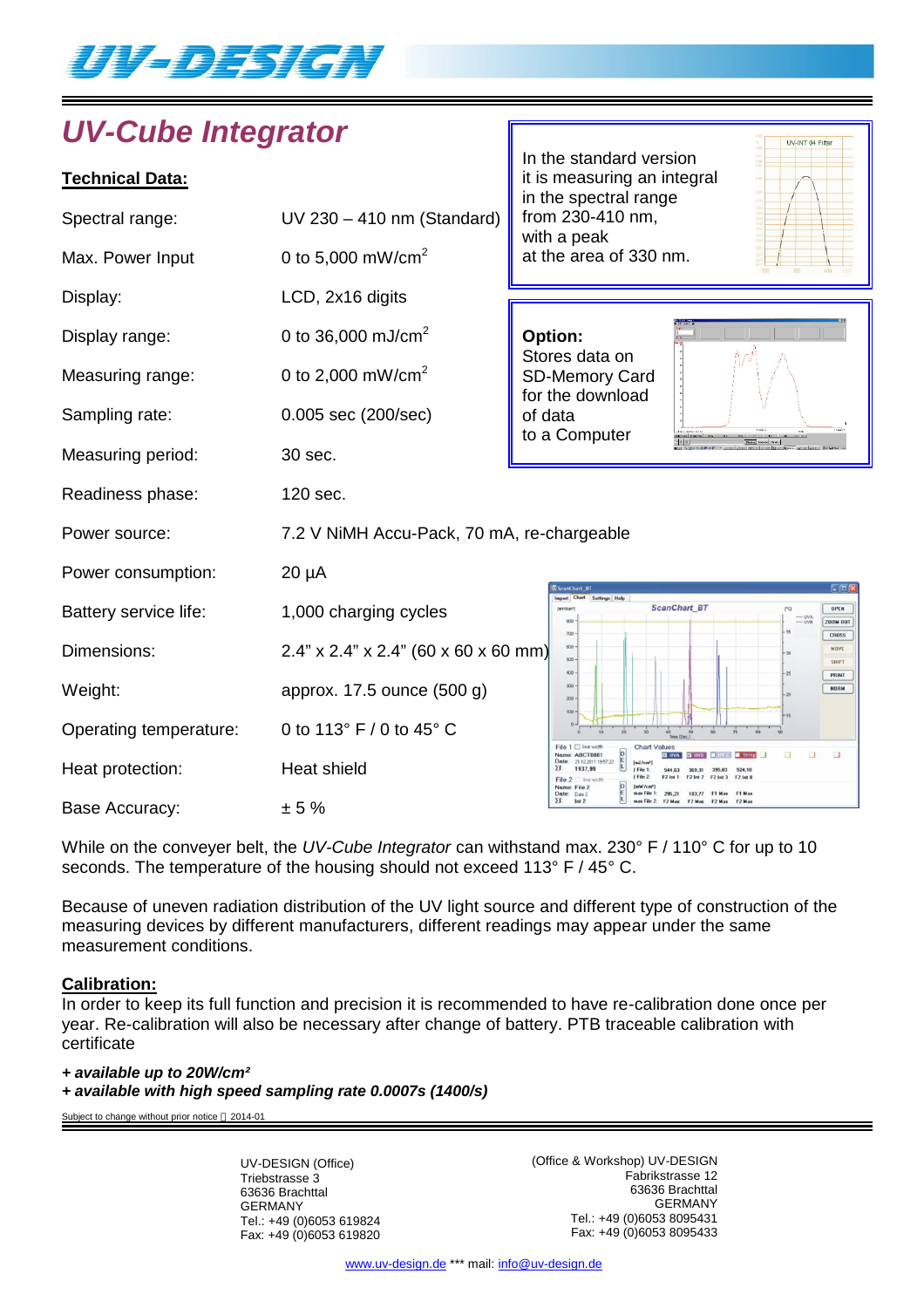# UV-Cube Integrator

**Technical Data:**

| | |
|---|---|
| Spectral range: | UV 230 – 410 nm (Standard) |
| Max. Power Input | 0 to 5,000 mW/cm² |
| Display: | LCD, 2x16 digits |
| Display range: | 0 to 36,000 mJ/cm² |
| Measuring range: | 0 to 2,000 mW/cm² |
| Sampling rate: | 0.005 sec (200/sec) |
| Measuring period: | 30 sec. |
| Readiness phase: | 120 sec. |
| Power source: | 7.2 V NiMH Accu-Pack, 70 mA, re-chargeable |
| Power consumption: | 20 µA |
| Battery service life: | 1,000 charging cycles |
| Dimensions: | 2.4" x 2.4" x 2.4" (60 x 60 x 60 mm) |
| Weight: | approx. 17.5 ounce (500 g) |
| Operating temperature: | 0 to 113° F / 0 to 45° C |
| Heat protection: | Heat shield |
| Base Accuracy: | ± 5 % |

In the standard version it is measuring an integral in the spectral range from 230-410 nm, with a peak at the area of 330 nm.

UV-INT 04 Filter

**Option:**
Stores data on SD-Memory Card for the download of data to a Computer

ScanChart_BT

While on the conveyer belt, the *UV-Cube Integrator* can withstand max. 230° F / 110° C for up to 10 seconds. The temperature of the housing should not exceed 113° F / 45° C.

Because of uneven radiation distribution of the UV light source and different type of construction of the measuring devices by different manufacturers, different readings may appear under the same measurement conditions.

**Calibration:**
In order to keep its full function and precision it is recommended to have re-calibration done once per year. Re-calibration will also be necessary after change of battery. PTB traceable calibration with certificate

***+ available up to 20W/cm²***
***+ available with high speed sampling rate 0.0007s (1400/s)***

Subject to change without prior notice 2014-01

UV-DESIGN (Office)
Triebstrasse 3
63636 Brachttal
GERMANY
Tel.: +49 (0)6053 619824
Fax: +49 (0)6053 619820

(Office & Workshop) UV-DESIGN
Fabrikstrasse 12
63636 Brachttal
GERMANY
Tel.: +49 (0)6053 8095431
Fax: +49 (0)6053 8095433

www.uv-design.de *** mail: info@uv-design.de